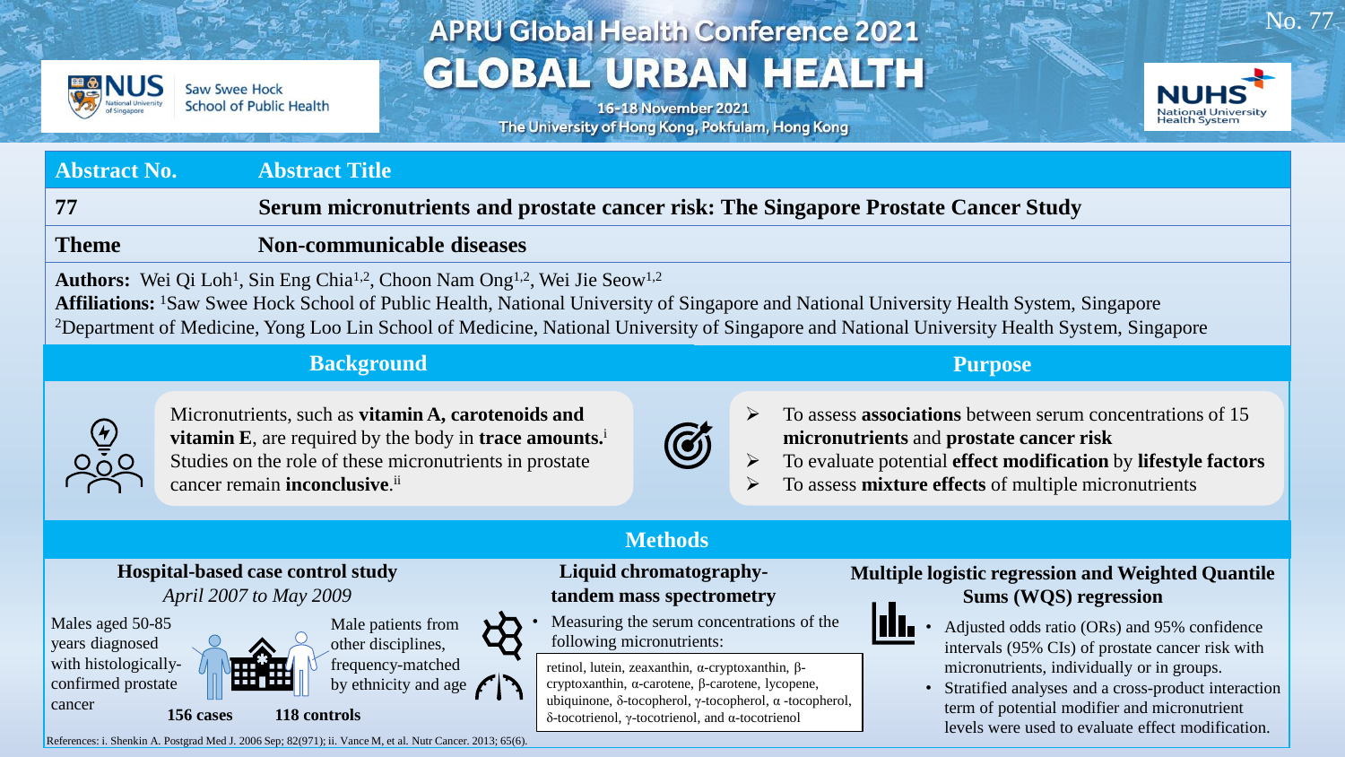# APRU Global Health Conference 2021
## GLOBAL URBAN HEALTH

16-18 November 2021
The University of Hong Kong, Pokfulam, Hong Kong

NUS Saw Swee Hock School of Public Health

NUHS National University Health System

No. 77

| Abstract No. | Abstract Title |
|---|---|
| 77 | **Serum micronutrients and prostate cancer risk: The Singapore Prostate Cancer Study** |
| **Theme** | **Non-communicable diseases** |

**Authors:** Wei Qi Loh[1], Sin Eng Chia[1,2], Choon Nam Ong[1,2], Wei Jie Seow[1,2]

**Affiliations:** [1]Saw Swee Hock School of Public Health, National University of Singapore and National University Health System, Singapore
[2]Department of Medicine, Yong Loo Lin School of Medicine, National University of Singapore and National University Health System, Singapore

## Background

Micronutrients, such as **vitamin A, carotenoids and vitamin E**, are required by the body in **trace amounts.**[i] Studies on the role of these micronutrients in prostate cancer remain **inconclusive**.[ii]

## Purpose

- To assess **associations** between serum concentrations of 15 **micronutrients** and **prostate cancer risk**
- To evaluate potential **effect modification** by **lifestyle factors**
- To assess **mixture effects** of multiple micronutrients

## Methods

### Hospital-based case control study

*April 2007 to May 2009*

Males aged 50-85 years diagnosed with histologically-confirmed prostate cancer — **156 cases**

Male patients from other disciplines, frequency-matched by ethnicity and age — **118 controls**

### Liquid chromatography-tandem mass spectrometry

- Measuring the serum concentrations of the following micronutrients:

retinol, lutein, zeaxanthin, α-cryptoxanthin, β-cryptoxanthin, α-carotene, β-carotene, lycopene, ubiquinone, δ-tocopherol, γ-tocopherol, α -tocopherol, δ-tocotrienol, γ-tocotrienol, and α-tocotrienol

### Multiple logistic regression and Weighted Quantile Sums (WQS) regression

- Adjusted odds ratio (ORs) and 95% confidence intervals (95% CIs) of prostate cancer risk with micronutrients, individually or in groups.
- Stratified analyses and a cross-product interaction term of potential modifier and micronutrient levels were used to evaluate effect modification.

References: i. Shenkin A. Postgrad Med J. 2006 Sep; 82(971); ii. Vance M, et al. Nutr Cancer. 2013; 65(6).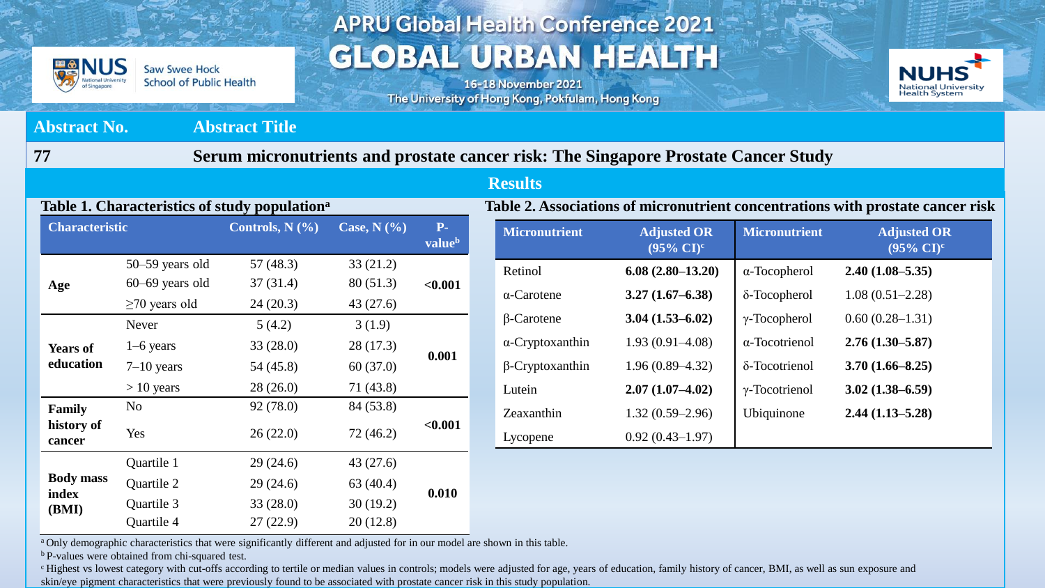| Abstract No. | Abstract Title |
|---|---|
| 77 | **Serum micronutrients and prostate cancer risk: The Singapore Prostate Cancer Study** |

## Results

**Table 1. Characteristics of study population[a]**

| Characteristic | | Controls, N (%) | Case, N (%) | P-value[b] |
|---|---|---|---|---|
| **Age** | 50–59 years old | 57 (48.3) | 33 (21.2) | **<0.001** |
| | 60–69 years old | 37 (31.4) | 80 (51.3) | |
| | ≥70 years old | 24 (20.3) | 43 (27.6) | |
| **Years of education** | Never | 5 (4.2) | 3 (1.9) | **0.001** |
| | 1–6 years | 33 (28.0) | 28 (17.3) | |
| | 7–10 years | 54 (45.8) | 60 (37.0) | |
| | > 10 years | 28 (26.0) | 71 (43.8) | |
| **Family history of cancer** | No | 92 (78.0) | 84 (53.8) | **<0.001** |
| | Yes | 26 (22.0) | 72 (46.2) | |
| **Body mass index (BMI)** | Quartile 1 | 29 (24.6) | 43 (27.6) | **0.010** |
| | Quartile 2 | 29 (24.6) | 63 (40.4) | |
| | Quartile 3 | 33 (28.0) | 30 (19.2) | |
| | Quartile 4 | 27 (22.9) | 20 (12.8) | |

**Table 2. Associations of micronutrient concentrations with prostate cancer risk**

| Micronutrient | Adjusted OR (95% CI)[c] | Micronutrient | Adjusted OR (95% CI)[c] |
|---|---|---|---|
| Retinol | **6.08 (2.80–13.20)** | α-Tocopherol | **2.40 (1.08–5.35)** |
| α-Carotene | **3.27 (1.67–6.38)** | δ-Tocopherol | 1.08 (0.51–2.28) |
| β-Carotene | **3.04 (1.53–6.02)** | γ-Tocopherol | 0.60 (0.28–1.31) |
| α-Cryptoxanthin | 1.93 (0.91–4.08) | α-Tocotrienol | **2.76 (1.30–5.87)** |
| β-Cryptoxanthin | 1.96 (0.89–4.32) | δ-Tocotrienol | **3.70 (1.66–8.25)** |
| Lutein | **2.07 (1.07–4.02)** | γ-Tocotrienol | **3.02 (1.38–6.59)** |
| Zeaxanthin | 1.32 (0.59–2.96) | Ubiquinone | **2.44 (1.13–5.28)** |
| Lycopene | 0.92 (0.43–1.97) | | |

[a] Only demographic characteristics that were significantly different and adjusted for in our model are shown in this table.

[b] P-values were obtained from chi-squared test.

[c] Highest vs lowest category with cut-offs according to tertile or median values in controls; models were adjusted for age, years of education, family history of cancer, BMI, as well as sun exposure and skin/eye pigment characteristics that were previously found to be associated with prostate cancer risk in this study population.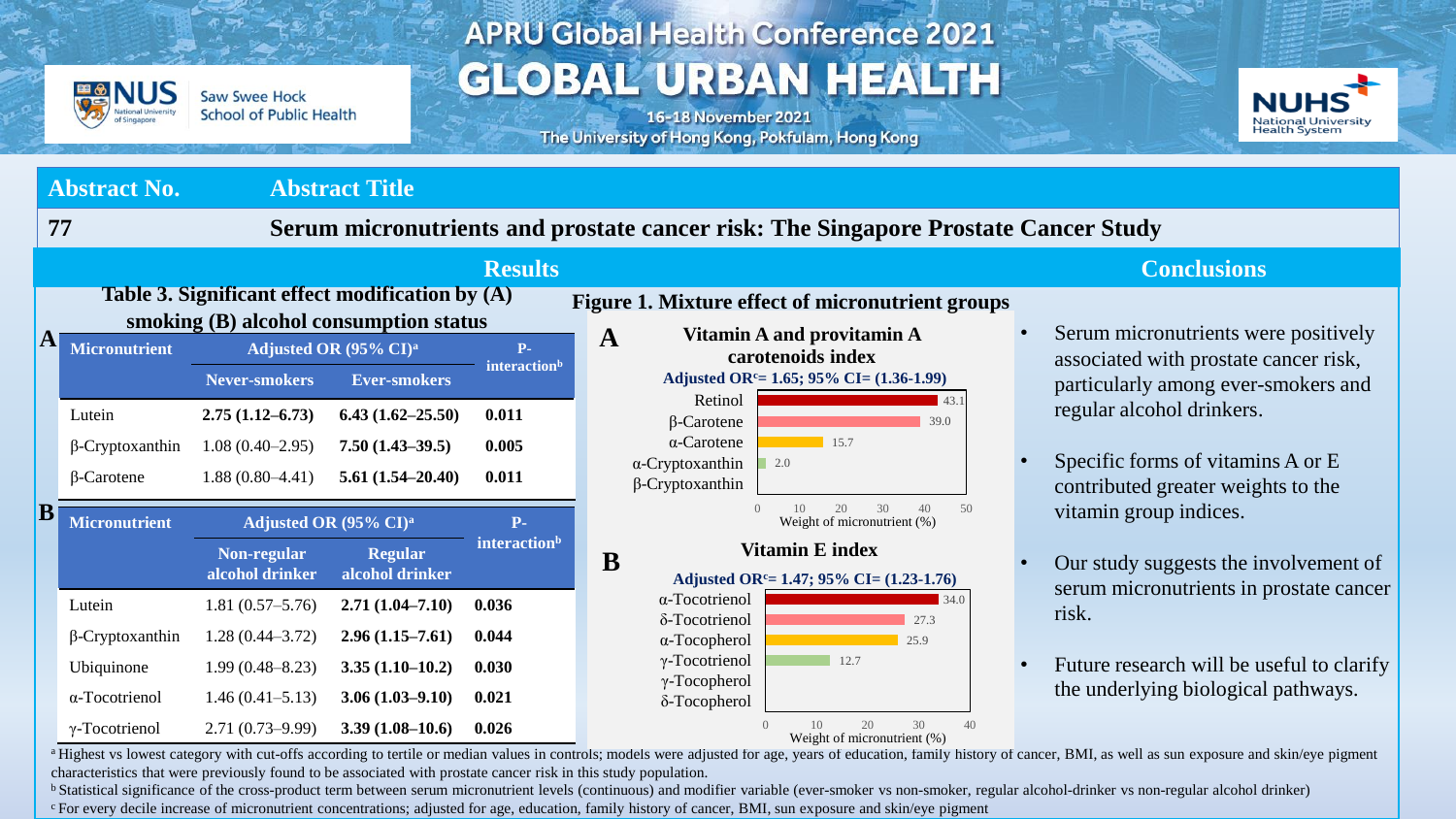# APRU Global Health Conference 2021
# GLOBAL URBAN HEALTH

16-18 November 2021
The University of Hong Kong, Pokfulam, Hong Kong

| Abstract No. | Abstract Title |
|---|---|
| 77 | Serum micronutrients and prostate cancer risk: The Singapore Prostate Cancer Study |

## Results

**Table 3. Significant effect modification by (A) smoking (B) alcohol consumption status**

**A**

| Micronutrient | Adjusted OR (95% CI)[a] | | P-interaction[b] |
|---|---|---|---|
| | Never-smokers | Ever-smokers | |
| Lutein | 2.75 (1.12–6.73) | **6.43 (1.62–25.50)** | **0.011** |
| β-Cryptoxanthin | 1.08 (0.40–2.95) | **7.50 (1.43–39.5)** | **0.005** |
| β-Carotene | 1.88 (0.80–4.41) | **5.61 (1.54–20.40)** | **0.011** |

**B**

| Micronutrient | Adjusted OR (95% CI)[a] | | P-interaction[b] |
|---|---|---|---|
| | Non-regular alcohol drinker | Regular alcohol drinker | |
| Lutein | 1.81 (0.57–5.76) | **2.71 (1.04–7.10)** | **0.036** |
| β-Cryptoxanthin | 1.28 (0.44–3.72) | **2.96 (1.15–7.61)** | **0.044** |
| Ubiquinone | 1.99 (0.48–8.23) | **3.35 (1.10–10.2)** | **0.030** |
| α-Tocotrienol | 1.46 (0.41–5.13) | **3.06 (1.03–9.10)** | **0.021** |
| γ-Tocotrienol | 2.71 (0.73–9.99) | **3.39 (1.08–10.6)** | **0.026** |

**Figure 1. Mixture effect of micronutrient groups**

**A** Vitamin A and provitamin A carotenoids index

Adjusted OR[c]= 1.65; 95% CI= (1.36-1.99)

Retinol 43.1
β-Carotene 39.0
α-Carotene 15.7
α-Cryptoxanthin 2.0
β-Cryptoxanthin

0 10 20 30 40 50
Weight of micronutrient (%)

**B** Vitamin E index

Adjusted OR[c]= 1.47; 95% CI= (1.23-1.76)

α-Tocotrienol 34.0
δ-Tocotrienol 27.3
α-Tocopherol 25.9
γ-Tocotrienol 12.7
γ-Tocopherol
δ-Tocopherol

0 10 20 30 40
Weight of micronutrient (%)

## Conclusions

- Serum micronutrients were positively associated with prostate cancer risk, particularly among ever-smokers and regular alcohol drinkers.
- Specific forms of vitamins A or E contributed greater weights to the vitamin group indices.
- Our study suggests the involvement of serum micronutrients in prostate cancer risk.
- Future research will be useful to clarify the underlying biological pathways.

[a] Highest vs lowest category with cut-offs according to tertile or median values in controls; models were adjusted for age, years of education, family history of cancer, BMI, as well as sun exposure and skin/eye pigment characteristics that were previously found to be associated with prostate cancer risk in this study population.

[b] Statistical significance of the cross-product term between serum micronutrient levels (continuous) and modifier variable (ever-smoker vs non-smoker, regular alcohol-drinker vs non-regular alcohol drinker)

[c] For every decile increase of micronutrient concentrations; adjusted for age, education, family history of cancer, BMI, sun exposure and skin/eye pigment